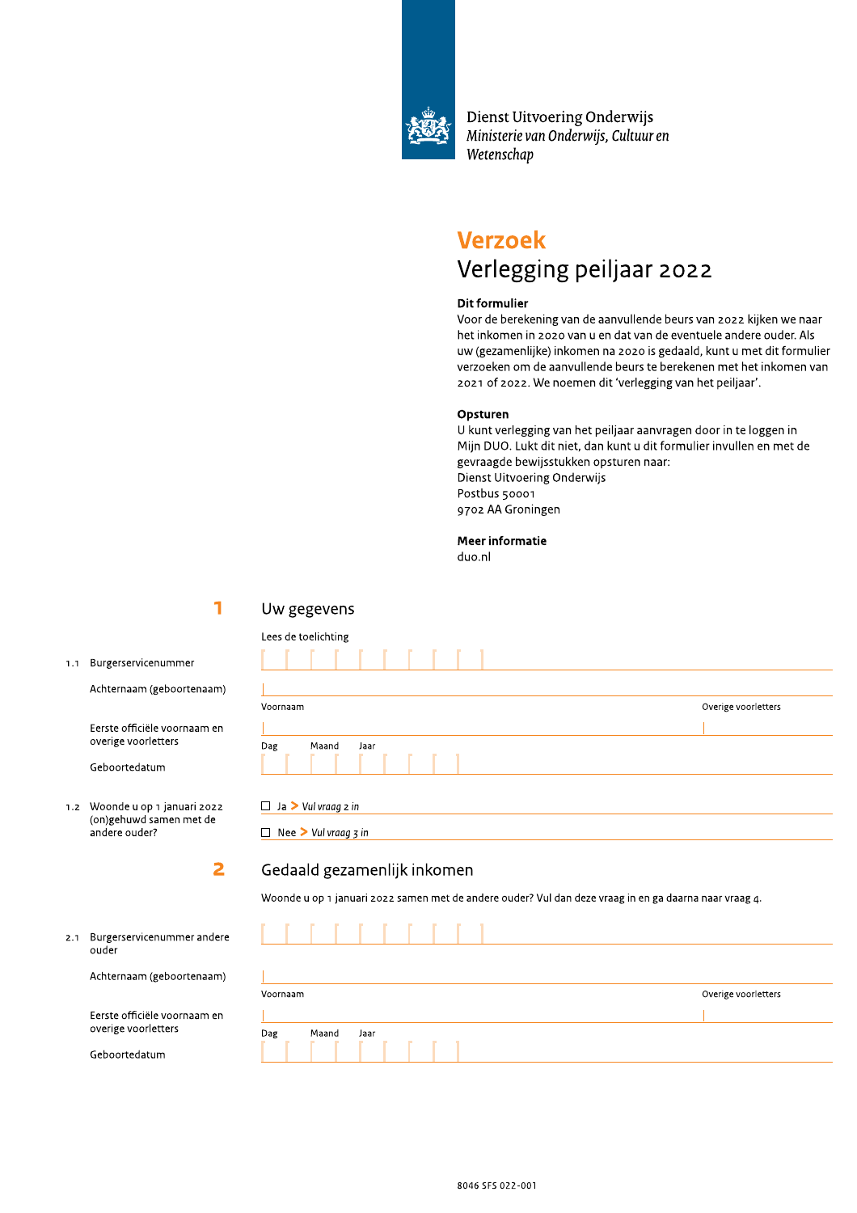Dienst Uitvoering Onderwijs
*Ministerie van Onderwijs, Cultuur en Wetenschap*

# Verzoek
## Verlegging peiljaar 2022

**Dit formulier**
Voor de berekening van de aanvullende beurs van 2022 kijken we naar het inkomen in 2020 van u en dat van de eventuele andere ouder. Als uw (gezamenlijke) inkomen na 2020 is gedaald, kunt u met dit formulier verzoeken om de aanvullende beurs te berekenen met het inkomen van 2021 of 2022. We noemen dit 'verlegging van het peiljaar'.

**Opsturen**
U kunt verlegging van het peiljaar aanvragen door in te loggen in Mijn DUO. Lukt dit niet, dan kunt u dit formulier invullen en met de gevraagde bewijsstukken opsturen naar:
Dienst Uitvoering Onderwijs
Postbus 50001
9702 AA Groningen

**Meer informatie**
duo.nl

## 1 Uw gegevens

Lees de toelichting

1.1 Burgerservicenummer

Achternaam (geboortenaam)

Eerste officiële voornaam en overige voorletters — Voornaam / Overige voorletters

Geboortedatum — Dag / Maand / Jaar

1.2 Woonde u op 1 januari 2022 (on)gehuwd samen met de andere ouder?

- ☐ Ja > *Vul vraag 2 in*
- ☐ Nee > *Vul vraag 3 in*

## 2 Gedaald gezamenlijk inkomen

Woonde u op 1 januari 2022 samen met de andere ouder? Vul dan deze vraag in en ga daarna naar vraag 4.

2.1 Burgerservicenummer andere ouder

Achternaam (geboortenaam)

Eerste officiële voornaam en overige voorletters — Voornaam / Overige voorletters

Geboortedatum — Dag / Maand / Jaar

8046 SFS 022-001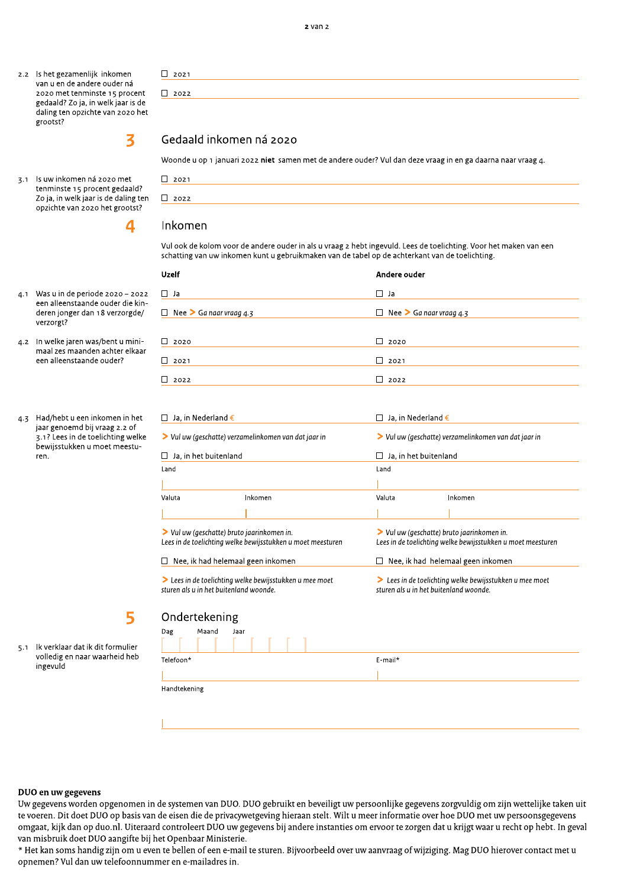**2.2** Is het gezamenlijk inkomen van u en de andere ouder ná 2020 met tenminste 15 procent gedaald? Zo ja, in welk jaar is de daling ten opzichte van 2020 het grootst?

☐ 2021

☐ 2022

## 3 Gedaald inkomen ná 2020

Woonde u op 1 januari 2022 **niet** samen met de andere ouder? Vul dan deze vraag in en ga daarna naar vraag 4.

**3.1** Is uw inkomen ná 2020 met tenminste 15 procent gedaald? Zo ja, in welk jaar is de daling ten opzichte van 2020 het grootst?

☐ 2021

☐ 2022

## 4 Inkomen

Vul ook de kolom voor de andere ouder in als u vraag 2 hebt ingevuld. Lees de toelichting. Voor het maken van een schatting van uw inkomen kunt u gebruikmaken van de tabel op de achterkant van de toelichting.

| | **Uzelf** | **Andere ouder** |
|---|---|---|
| **4.1** Was u in de periode 2020 – 2022 een alleenstaande ouder die kinderen jonger dan 18 verzorgde/verzorgt? | ☐ Ja<br>☐ Nee > *Ga naar vraag 4.3* | ☐ Ja<br>☐ Nee > *Ga naar vraag 4.3* |
| **4.2** In welke jaren was/bent u minimaal zes maanden achter elkaar een alleenstaande ouder? | ☐ 2020<br>☐ 2021<br>☐ 2022 | ☐ 2020<br>☐ 2021<br>☐ 2022 |
| **4.3** Had/hebt u een inkomen in het jaar genoemd bij vraag 2.2 of 3.1? Lees in de toelichting welke bewijsstukken u moet meesturen. | ☐ Ja, in Nederland €<br>> *Vul uw (geschatte) verzamelinkomen van dat jaar in*<br>☐ Ja, in het buitenland<br>Land<br>Valuta / Inkomen<br>> *Vul uw (geschatte) bruto jaarinkomen in. Lees in de toelichting welke bewijsstukken u moet meesturen*<br>☐ Nee, ik had helemaal geen inkomen<br>> *Lees in de toelichting welke bewijsstukken u mee moet sturen als u in het buitenland woonde.* | ☐ Ja, in Nederland €<br>> *Vul uw (geschatte) verzamelinkomen van dat jaar in*<br>☐ Ja, in het buitenland<br>Land<br>Valuta / Inkomen<br>> *Vul uw (geschatte) bruto jaarinkomen in. Lees in de toelichting welke bewijsstukken u moet meesturen*<br>☐ Nee, ik had helemaal geen inkomen<br>> *Lees in de toelichting welke bewijsstukken u mee moet sturen als u in het buitenland woonde.* |

## 5 Ondertekening

**5.1** Ik verklaar dat ik dit formulier volledig en naar waarheid heb ingevuld

Dag | Maand | Jaar

Telefoon*

E-mail*

Handtekening

**DUO en uw gegevens**

Uw gegevens worden opgenomen in de systemen van DUO. DUO gebruikt en beveiligt uw persoonlijke gegevens zorgvuldig om zijn wettelijke taken uit te voeren. Dit doet DUO op basis van de eisen die de privacywetgeving hieraan stelt. Wilt u meer informatie over hoe DUO met uw persoonsgegevens omgaat, kijk dan op duo.nl. Uiteraard controleert DUO uw gegevens bij andere instanties om ervoor te zorgen dat u krijgt waar u recht op hebt. In geval van misbruik doet DUO aangifte bij het Openbaar Ministerie.

* Het kan soms handig zijn om u even te bellen of een e-mail te sturen. Bijvoorbeeld over uw aanvraag of wijziging. Mag DUO hierover contact met u opnemen? Vul dan uw telefoonnummer en e-mailadres in.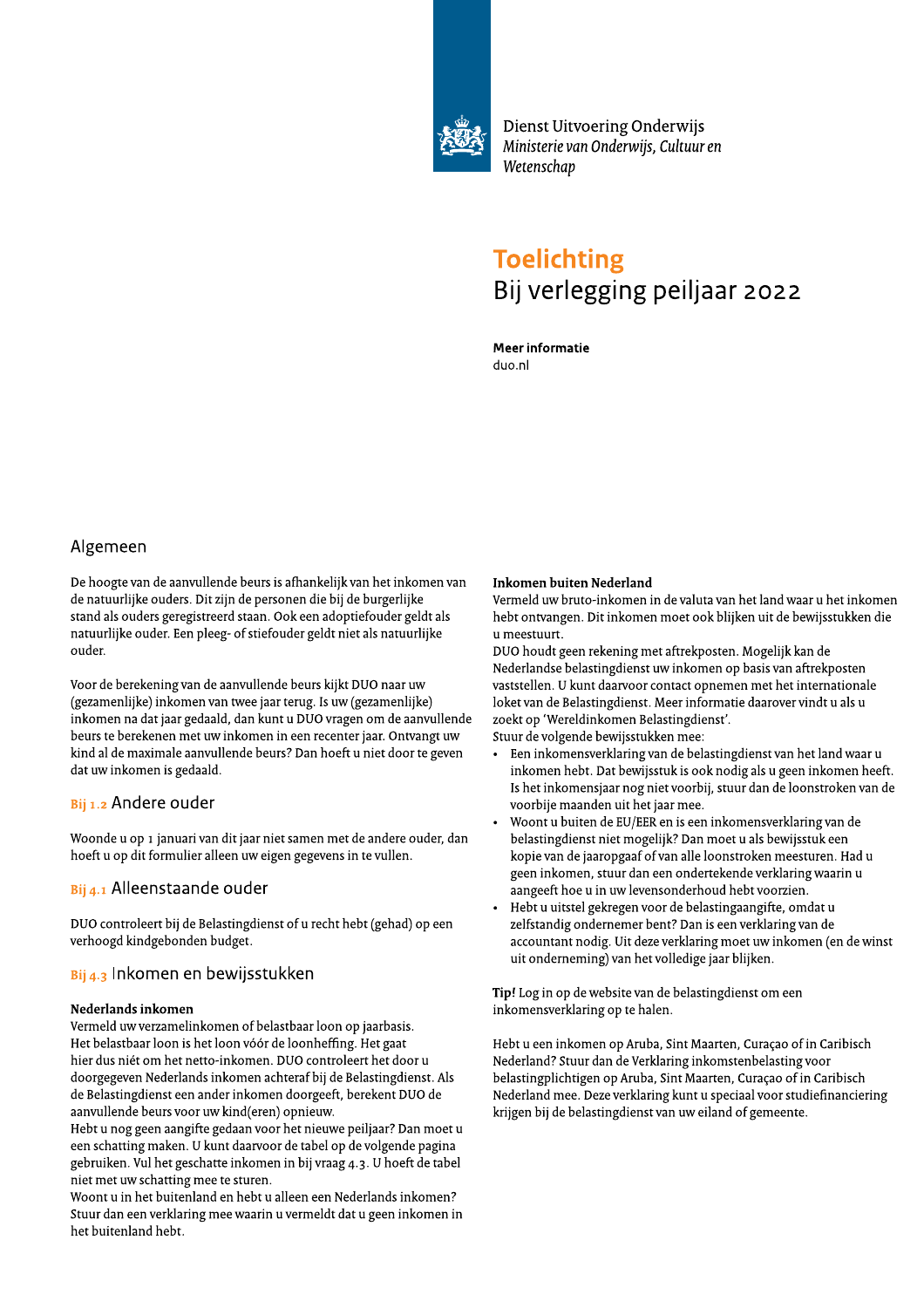Dienst Uitvoering Onderwijs
*Ministerie van Onderwijs, Cultuur en Wetenschap*

# Toelichting
## Bij verlegging peiljaar 2022

**Meer informatie**
duo.nl

## Algemeen

De hoogte van de aanvullende beurs is afhankelijk van het inkomen van de natuurlijke ouders. Dit zijn de personen die bij de burgerlijke stand als ouders geregistreerd staan. Ook een adoptiefouder geldt als natuurlijke ouder. Een pleeg- of stiefouder geldt niet als natuurlijke ouder.

Voor de berekening van de aanvullende beurs kijkt DUO naar uw (gezamenlijke) inkomen van twee jaar terug. Is uw (gezamenlijke) inkomen na dat jaar gedaald, dan kunt u DUO vragen om de aanvullende beurs te berekenen met uw inkomen in een recenter jaar. Ontvangt uw kind al de maximale aanvullende beurs? Dan hoeft u niet door te geven dat uw inkomen is gedaald.

### Bij 1.2 Andere ouder

Woonde u op 1 januari van dit jaar niet samen met de andere ouder, dan hoeft u op dit formulier alleen uw eigen gegevens in te vullen.

### Bij 4.1 Alleenstaande ouder

DUO controleert bij de Belastingdienst of u recht hebt (gehad) op een verhoogd kindgebonden budget.

### Bij 4.3 Inkomen en bewijsstukken

**Nederlands inkomen**
Vermeld uw verzamelinkomen of belastbaar loon op jaarbasis.
Het belastbaar loon is het loon vóór de loonheffing. Het gaat hier dus niét om het netto-inkomen. DUO controleert het door u doorgegeven Nederlands inkomen achteraf bij de Belastingdienst. Als de Belastingdienst een ander inkomen doorgeeft, berekent DUO de aanvullende beurs voor uw kind(eren) opnieuw.
Hebt u nog geen aangifte gedaan voor het nieuwe peiljaar? Dan moet u een schatting maken. U kunt daarvoor de tabel op de volgende pagina gebruiken. Vul het geschatte inkomen in bij vraag 4.3. U hoeft de tabel niet met uw schatting mee te sturen.
Woont u in het buitenland en hebt u alleen een Nederlands inkomen? Stuur dan een verklaring mee waarin u vermeldt dat u geen inkomen in het buitenland hebt.

**Inkomen buiten Nederland**
Vermeld uw bruto-inkomen in de valuta van het land waar u het inkomen hebt ontvangen. Dit inkomen moet ook blijken uit de bewijsstukken die u meestuurt.
DUO houdt geen rekening met aftrekposten. Mogelijk kan de Nederlandse belastingdienst uw inkomen op basis van aftrekposten vaststellen. U kunt daarvoor contact opnemen met het internationale loket van de Belastingdienst. Meer informatie daarover vindt u als u zoekt op 'Wereldinkomen Belastingdienst'.
Stuur de volgende bewijsstukken mee:

- Een inkomensverklaring van de belastingdienst van het land waar u inkomen hebt. Dat bewijsstuk is ook nodig als u geen inkomen heeft. Is het inkomensjaar nog niet voorbij, stuur dan de loonstroken van de voorbije maanden uit het jaar mee.
- Woont u buiten de EU/EER en is een inkomensverklaring van de belastingdienst niet mogelijk? Dan moet u als bewijsstuk een kopie van de jaaropgaaf of van alle loonstroken meesturen. Had u geen inkomen, stuur dan een ondertekende verklaring waarin u aangeeft hoe u in uw levensonderhoud hebt voorzien.
- Hebt u uitstel gekregen voor de belastingaangifte, omdat u zelfstandig ondernemer bent? Dan is een verklaring van de accountant nodig. Uit deze verklaring moet uw inkomen (en de winst uit onderneming) van het volledige jaar blijken.

**Tip!** Log in op de website van de belastingdienst om een inkomensverklaring op te halen.

Hebt u een inkomen op Aruba, Sint Maarten, Curaçao of in Caribisch Nederland? Stuur dan de Verklaring inkomstenbelasting voor belastingplichtigen op Aruba, Sint Maarten, Curaçao of in Caribisch Nederland mee. Deze verklaring kunt u speciaal voor studiefinanciering krijgen bij de belastingdienst van uw eiland of gemeente.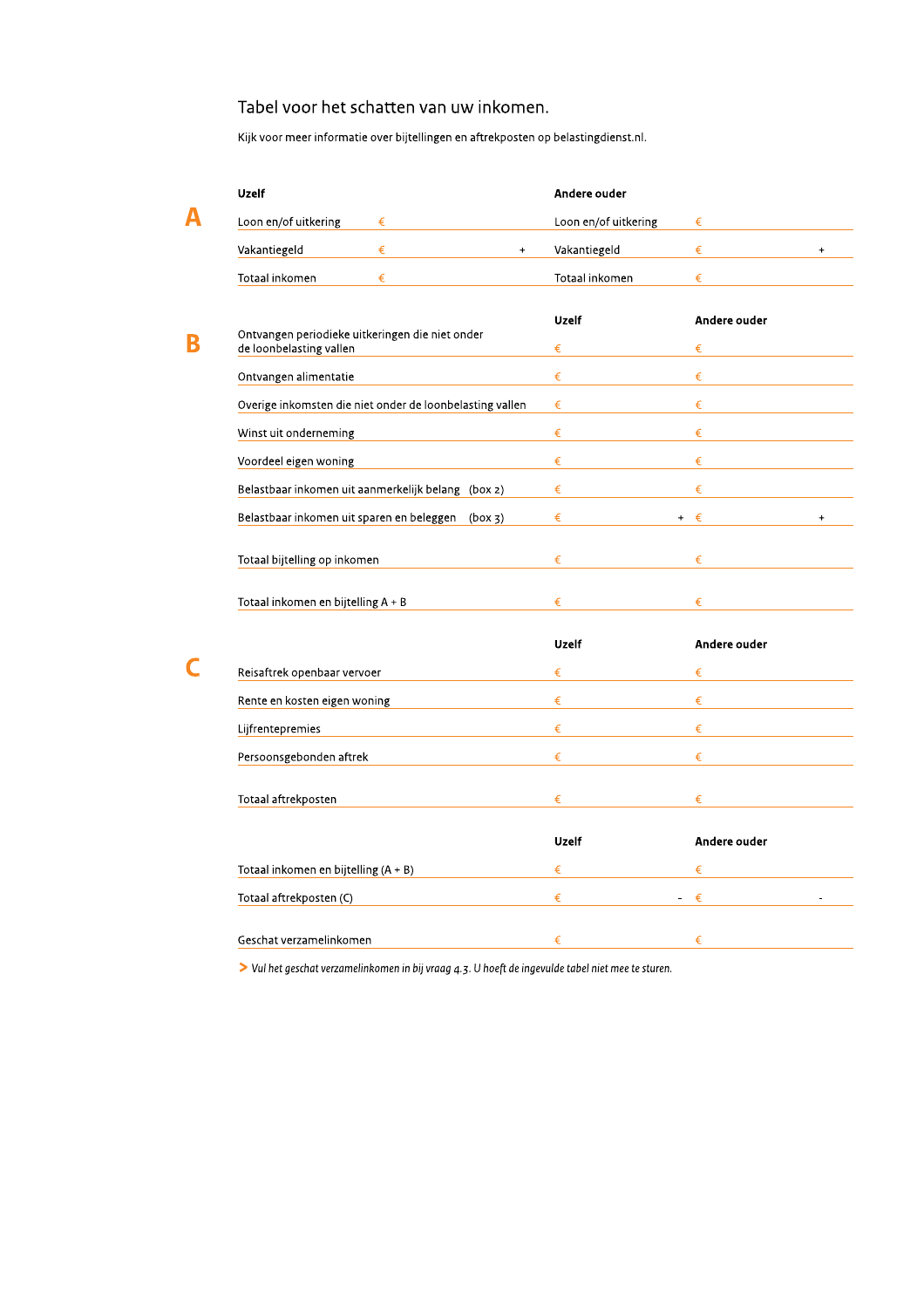# Tabel voor het schatten van uw inkomen.

Kijk voor meer informatie over bijtellingen en aftrekposten op belastingdienst.nl.

## A

| Uzelf | | Andere ouder | |
|---|---|---|---|
| Loon en/of uitkering | € | Loon en/of uitkering | € |
| Vakantiegeld | € + | Vakantiegeld | € + |
| Totaal inkomen | € | Totaal inkomen | € |

## B

| | Uzelf | Andere ouder |
|---|---|---|
| Ontvangen periodieke uitkeringen die niet onder de loonbelasting vallen | € | € |
| Ontvangen alimentatie | € | € |
| Overige inkomsten die niet onder de loonbelasting vallen | € | € |
| Winst uit onderneming | € | € |
| Voordeel eigen woning | € | € |
| Belastbaar inkomen uit aanmerkelijk belang (box 2) | € | € |
| Belastbaar inkomen uit sparen en beleggen (box 3) | € + | € + |
| Totaal bijtelling op inkomen | € | € |
| Totaal inkomen en bijtelling A + B | € | € |

## C

| | Uzelf | Andere ouder |
|---|---|---|
| Reisaftrek openbaar vervoer | € | € |
| Rente en kosten eigen woning | € | € |
| Lijfrentepremies | € | € |
| Persoonsgebonden aftrek | € | € |
| Totaal aftrekposten | € | € |

| | Uzelf | Andere ouder |
|---|---|---|
| Totaal inkomen en bijtelling (A + B) | € | € |
| Totaal aftrekposten (C) | € - | € - |
| Geschat verzamelinkomen | € | € |

> *Vul het geschat verzamelinkomen in bij vraag 4.3. U hoeft de ingevulde tabel niet mee te sturen.*